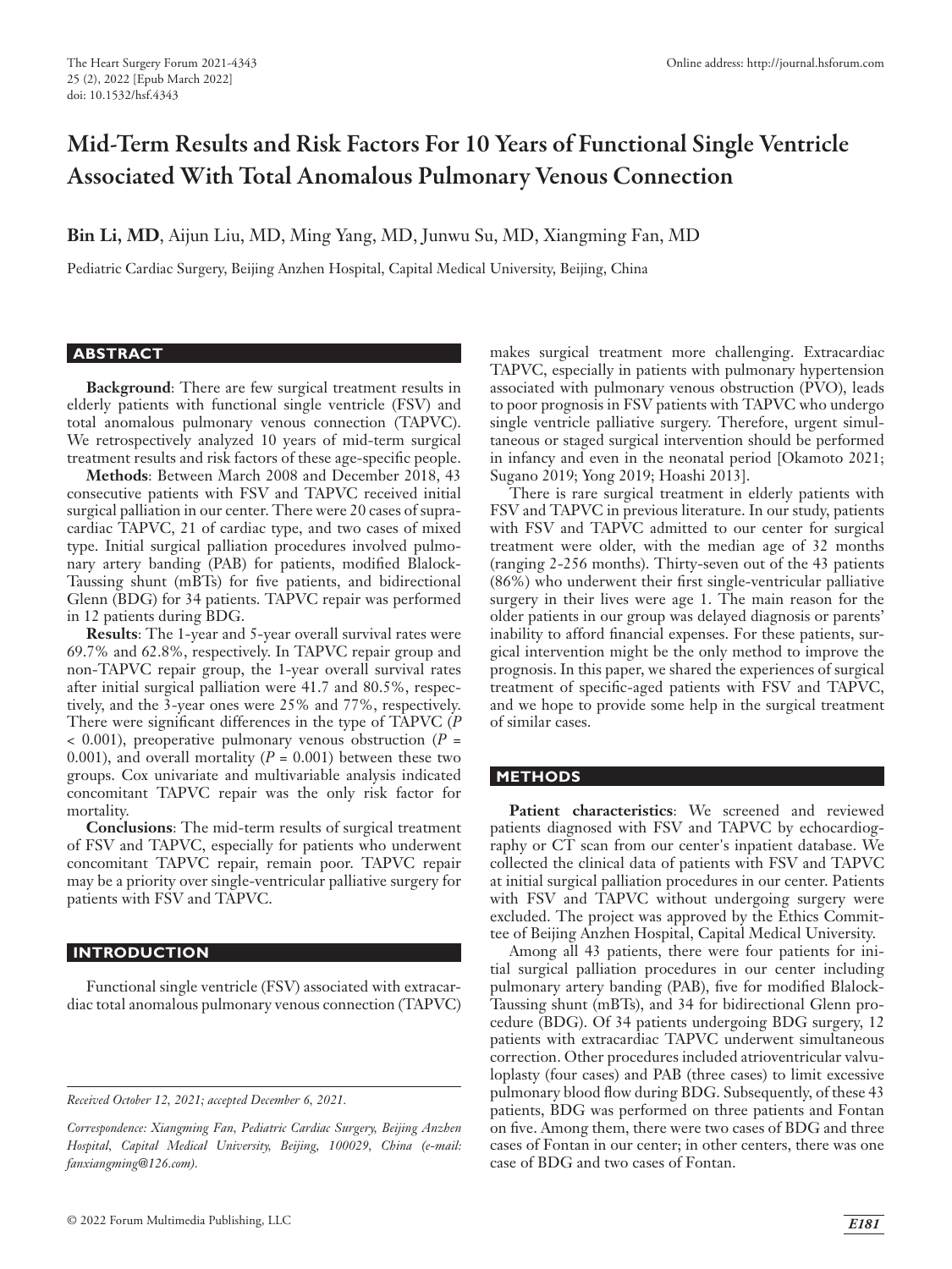# Mid-Term Results and Risk Factors For 10 Years of Functional Single Ventricle Associated With Total Anomalous Pulmonary Venous Connection

**Bin Li, MD**, Aijun Liu, MD, Ming Yang, MD, Junwu Su, MD, Xiangming Fan, MD

Pediatric Cardiac Surgery, Beijing Anzhen Hospital, Capital Medical University, Beijing, China

## ABSTRACT

**Background**: There are few surgical treatment results in elderly patients with functional single ventricle (FSV) and total anomalous pulmonary venous connection (TAPVC). We retrospectively analyzed 10 years of mid-term surgical treatment results and risk factors of these age-specific people.

**Methods**: Between March 2008 and December 2018, 43 consecutive patients with FSV and TAPVC received initial surgical palliation in our center. There were 20 cases of supracardiac TAPVC, 21 of cardiac type, and two cases of mixed type. Initial surgical palliation procedures involved pulmonary artery banding (PAB) for patients, modified Blalock-Taussing shunt (mBTs) for five patients, and bidirectional Glenn (BDG) for 34 patients. TAPVC repair was performed in 12 patients during BDG.

**Results**: The 1-year and 5-year overall survival rates were 69.7% and 62.8%, respectively. In TAPVC repair group and non-TAPVC repair group, the 1-year overall survival rates after initial surgical palliation were 41.7 and 80.5%, respectively, and the 3-year ones were 25% and 77%, respectively. There were significant differences in the type of TAPVC ($P < 0.001$), preoperative pulmonary venous obstruction ($P = 0.001$), and overall mortality ($P = 0.001$) between these two groups. Cox univariate and multivariable analysis indicated concomitant TAPVC repair was the only risk factor for mortality.

**Conclusions**: The mid-term results of surgical treatment of FSV and TAPVC, especially for patients who underwent concomitant TAPVC repair, remain poor. TAPVC repair may be a priority over single-ventricular palliative surgery for patients with FSV and TAPVC.

## INTRODUCTION

Functional single ventricle (FSV) associated with extracardiac total anomalous pulmonary venous connection (TAPVC) makes surgical treatment more challenging. Extracardiac TAPVC, especially in patients with pulmonary hypertension associated with pulmonary venous obstruction (PVO), leads to poor prognosis in FSV patients with TAPVC who undergo single ventricle palliative surgery. Therefore, urgent simultaneous or staged surgical intervention should be performed in infancy and even in the neonatal period [Okamoto 2021; Sugano 2019; Yong 2019; Hoashi 2013].

There is rare surgical treatment in elderly patients with FSV and TAPVC in previous literature. In our study, patients with FSV and TAPVC admitted to our center for surgical treatment were older, with the median age of 32 months (ranging 2-256 months). Thirty-seven out of the 43 patients (86%) who underwent their first single-ventricular palliative surgery in their lives were age 1. The main reason for the older patients in our group was delayed diagnosis or parents' inability to afford financial expenses. For these patients, surgical intervention might be the only method to improve the prognosis. In this paper, we shared the experiences of surgical treatment of specific-aged patients with FSV and TAPVC, and we hope to provide some help in the surgical treatment of similar cases.

## METHODS

**Patient characteristics**: We screened and reviewed patients diagnosed with FSV and TAPVC by echocardiography or CT scan from our center's inpatient database. We collected the clinical data of patients with FSV and TAPVC at initial surgical palliation procedures in our center. Patients with FSV and TAPVC without undergoing surgery were excluded. The project was approved by the Ethics Committee of Beijing Anzhen Hospital, Capital Medical University.

Among all 43 patients, there were four patients for initial surgical palliation procedures in our center including pulmonary artery banding (PAB), five for modified Blalock-Taussing shunt (mBTs), and 34 for bidirectional Glenn procedure (BDG). Of 34 patients undergoing BDG surgery, 12 patients with extracardiac TAPVC underwent simultaneous correction. Other procedures included atrioventricular valvuloplasty (four cases) and PAB (three cases) to limit excessive pulmonary blood flow during BDG. Subsequently, of these 43 patients, BDG was performed on three patients and Fontan on five. Among them, there were two cases of BDG and three cases of Fontan in our center; in other centers, there was one case of BDG and two cases of Fontan.

*Received October 12, 2021; accepted December 6, 2021.*

*Correspondence: Xiangming Fan, Pediatric Cardiac Surgery, Beijing Anzhen Hospital, Capital Medical University, Beijing, 100029, China (e-mail: fanxiangming@126.com).*

© 2022 Forum Multimedia Publishing, LLC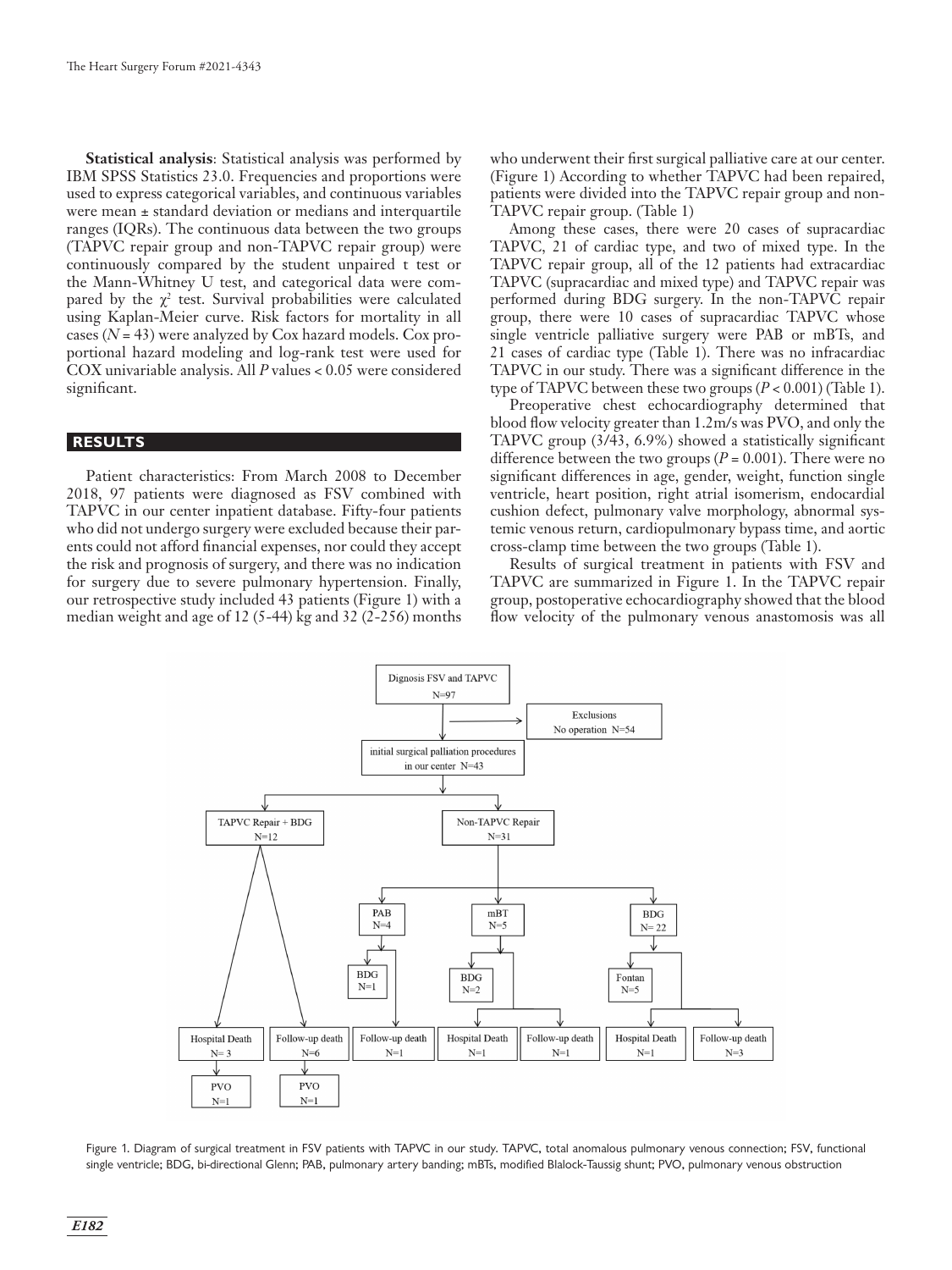**Statistical analysis**: Statistical analysis was performed by IBM SPSS Statistics 23.0. Frequencies and proportions were used to express categorical variables, and continuous variables were mean ± standard deviation or medians and interquartile ranges (IQRs). The continuous data between the two groups (TAPVC repair group and non-TAPVC repair group) were continuously compared by the student unpaired t test or the Mann-Whitney U test, and categorical data were compared by the $\chi^2$ test. Survival probabilities were calculated using Kaplan-Meier curve. Risk factors for mortality in all cases ($N = 43$) were analyzed by Cox hazard models. Cox proportional hazard modeling and log-rank test were used for COX univariable analysis. All $P$ values < 0.05 were considered significant.

## RESULTS

Patient characteristics: From March 2008 to December 2018, 97 patients were diagnosed as FSV combined with TAPVC in our center inpatient database. Fifty-four patients who did not undergo surgery were excluded because their parents could not afford financial expenses, nor could they accept the risk and prognosis of surgery, and there was no indication for surgery due to severe pulmonary hypertension. Finally, our retrospective study included 43 patients (Figure 1) with a median weight and age of 12 (5-44) kg and 32 (2-256) months who underwent their first surgical palliative care at our center. (Figure 1) According to whether TAPVC had been repaired, patients were divided into the TAPVC repair group and non-TAPVC repair group. (Table 1)

Among these cases, there were 20 cases of supracardiac TAPVC, 21 of cardiac type, and two of mixed type. In the TAPVC repair group, all of the 12 patients had extracardiac TAPVC (supracardiac and mixed type) and TAPVC repair was performed during BDG surgery. In the non-TAPVC repair group, there were 10 cases of supracardiac TAPVC whose single ventricle palliative surgery were PAB or mBTs, and 21 cases of cardiac type (Table 1). There was no infracardiac TAPVC in our study. There was a significant difference in the type of TAPVC between these two groups ($P < 0.001$) (Table 1).

Preoperative chest echocardiography determined that blood flow velocity greater than 1.2m/s was PVO, and only the TAPVC group (3/43, 6.9%) showed a statistically significant difference between the two groups ($P = 0.001$). There were no significant differences in age, gender, weight, function single ventricle, heart position, right atrial isomerism, endocardial cushion defect, pulmonary valve morphology, abnormal systemic venous return, cardiopulmonary bypass time, and aortic cross-clamp time between the two groups (Table 1).

Results of surgical treatment in patients with FSV and TAPVC are summarized in Figure 1. In the TAPVC repair group, postoperative echocardiography showed that the blood flow velocity of the pulmonary venous anastomosis was all

Figure 1. Diagram of surgical treatment in FSV patients with TAPVC in our study. TAPVC, total anomalous pulmonary venous connection; FSV, functional single ventricle; BDG, bi-directional Glenn; PAB, pulmonary artery banding; mBTs, modified Blalock-Taussig shunt; PVO, pulmonary venous obstruction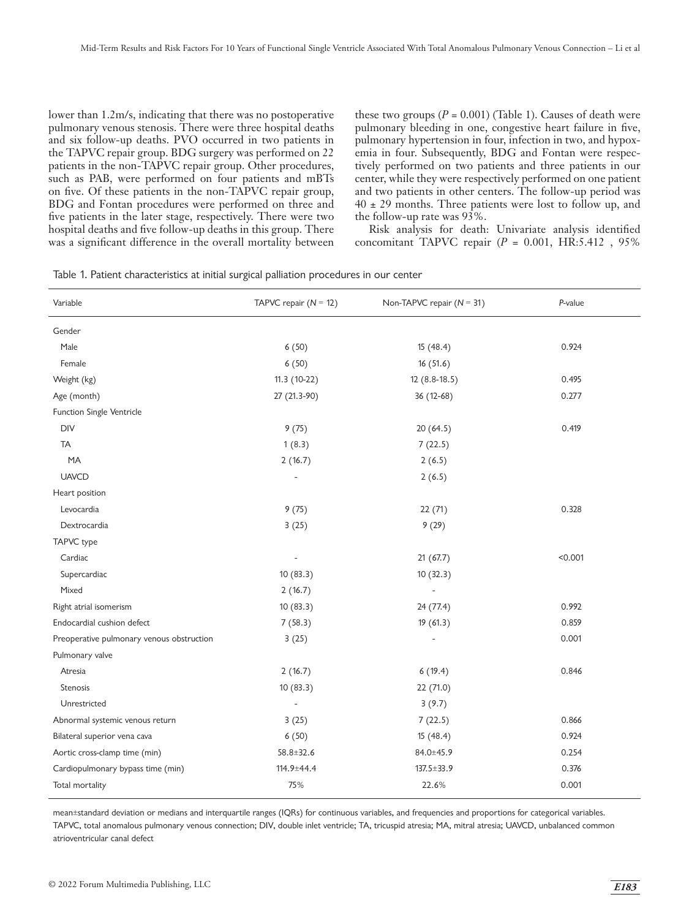lower than 1.2m/s, indicating that there was no postoperative pulmonary venous stenosis. There were three hospital deaths and six follow-up deaths. PVO occurred in two patients in the TAPVC repair group. BDG surgery was performed on 22 patients in the non-TAPVC repair group. Other procedures, such as PAB, were performed on four patients and mBTs on five. Of these patients in the non-TAPVC repair group, BDG and Fontan procedures were performed on three and five patients in the later stage, respectively. There were two hospital deaths and five follow-up deaths in this group. There was a significant difference in the overall mortality between these two groups (*P* = 0.001) (Table 1). Causes of death were pulmonary bleeding in one, congestive heart failure in five, pulmonary hypertension in four, infection in two, and hypoxemia in four. Subsequently, BDG and Fontan were respectively performed on two patients and three patients in our center, while they were respectively performed on one patient and two patients in other centers. The follow-up period was 40 ± 29 months. Three patients were lost to follow up, and the follow-up rate was 93%.

Risk analysis for death: Univariate analysis identified concomitant TAPVC repair (*P* = 0.001, HR:5.412 , 95%

Table 1. Patient characteristics at initial surgical palliation procedures in our center

| Variable | TAPVC repair (*N* = 12) | Non-TAPVC repair (*N* = 31) | *P*-value |
|---|---|---|---|
| Gender | | | |
| Male | 6 (50) | 15 (48.4) | 0.924 |
| Female | 6 (50) | 16 (51.6) | |
| Weight (kg) | 11.3 (10-22) | 12 (8.8-18.5) | 0.495 |
| Age (month) | 27 (21.3-90) | 36 (12-68) | 0.277 |
| Function Single Ventricle | | | |
| DIV | 9 (75) | 20 (64.5) | 0.419 |
| TA | 1 (8.3) | 7 (22.5) | |
| MA | 2 (16.7) | 2 (6.5) | |
| UAVCD | - | 2 (6.5) | |
| Heart position | | | |
| Levocardia | 9 (75) | 22 (71) | 0.328 |
| Dextrocardia | 3 (25) | 9 (29) | |
| TAPVC type | | | |
| Cardiac | - | 21 (67.7) | <0.001 |
| Supercardiac | 10 (83.3) | 10 (32.3) | |
| Mixed | 2 (16.7) | - | |
| Right atrial isomerism | 10 (83.3) | 24 (77.4) | 0.992 |
| Endocardial cushion defect | 7 (58.3) | 19 (61.3) | 0.859 |
| Preoperative pulmonary venous obstruction | 3 (25) | - | 0.001 |
| Pulmonary valve | | | |
| Atresia | 2 (16.7) | 6 (19.4) | 0.846 |
| Stenosis | 10 (83.3) | 22 (71.0) | |
| Unrestricted | - | 3 (9.7) | |
| Abnormal systemic venous return | 3 (25) | 7 (22.5) | 0.866 |
| Bilateral superior vena cava | 6 (50) | 15 (48.4) | 0.924 |
| Aortic cross-clamp time (min) | 58.8±32.6 | 84.0±45.9 | 0.254 |
| Cardiopulmonary bypass time (min) | 114.9±44.4 | 137.5±33.9 | 0.376 |
| Total mortality | 75% | 22.6% | 0.001 |

mean±standard deviation or medians and interquartile ranges (IQRs) for continuous variables, and frequencies and proportions for categorical variables.
TAPVC, total anomalous pulmonary venous connection; DIV, double inlet ventricle; TA, tricuspid atresia; MA, mitral atresia; UAVCD, unbalanced common atrioventricular canal defect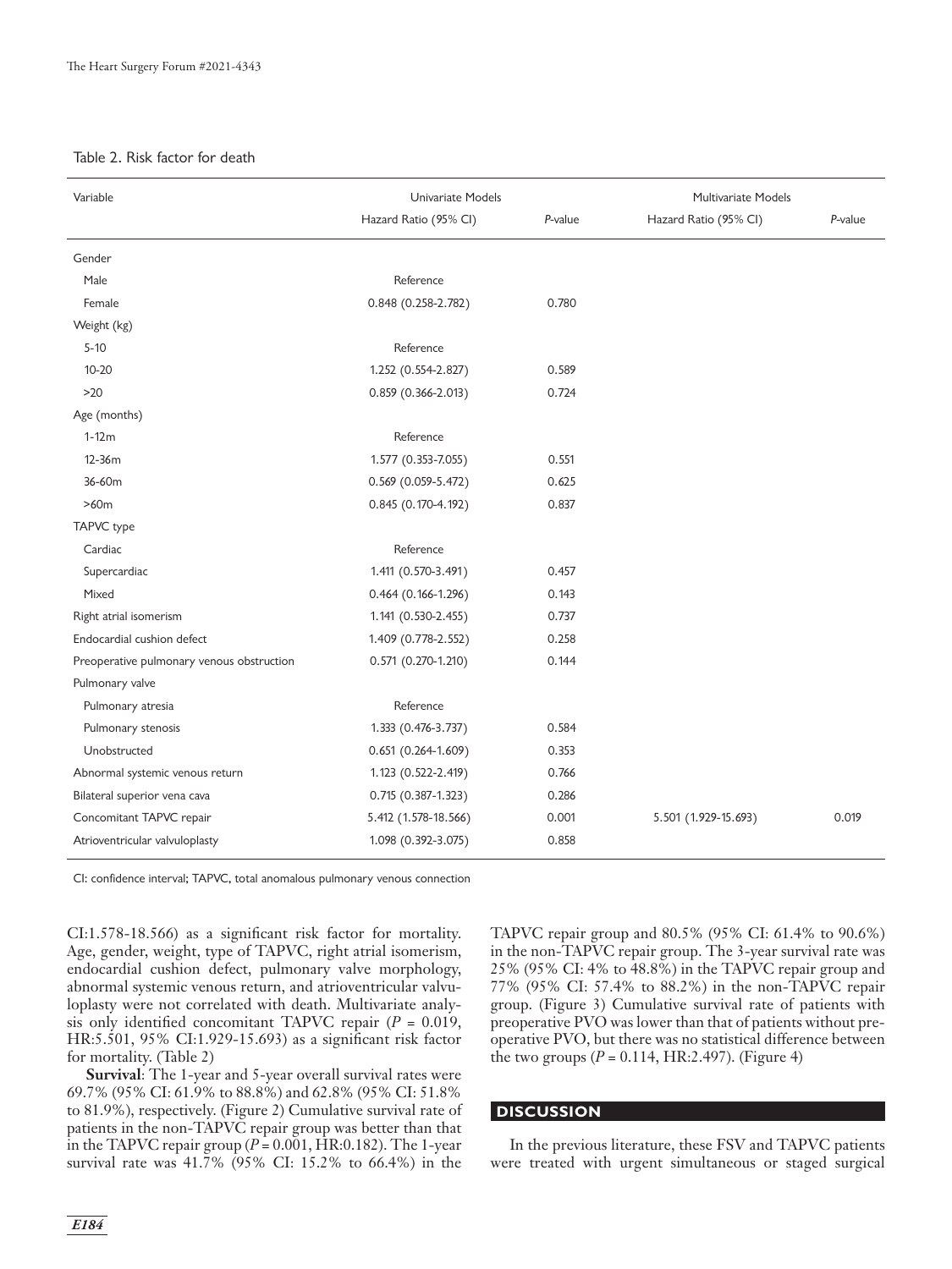Table 2. Risk factor for death

| Variable | Univariate Models | | Multivariate Models | |
|---|---|---|---|---|
| | Hazard Ratio (95% CI) | *P*-value | Hazard Ratio (95% CI) | *P*-value |
| Gender | | | | |
| Male | Reference | | | |
| Female | 0.848 (0.258-2.782) | 0.780 | | |
| Weight (kg) | | | | |
| 5-10 | Reference | | | |
| 10-20 | 1.252 (0.554-2.827) | 0.589 | | |
| >20 | 0.859 (0.366-2.013) | 0.724 | | |
| Age (months) | | | | |
| 1-12m | Reference | | | |
| 12-36m | 1.577 (0.353-7.055) | 0.551 | | |
| 36-60m | 0.569 (0.059-5.472) | 0.625 | | |
| >60m | 0.845 (0.170-4.192) | 0.837 | | |
| TAPVC type | | | | |
| Cardiac | Reference | | | |
| Supercardiac | 1.411 (0.570-3.491) | 0.457 | | |
| Mixed | 0.464 (0.166-1.296) | 0.143 | | |
| Right atrial isomerism | 1.141 (0.530-2.455) | 0.737 | | |
| Endocardial cushion defect | 1.409 (0.778-2.552) | 0.258 | | |
| Preoperative pulmonary venous obstruction | 0.571 (0.270-1.210) | 0.144 | | |
| Pulmonary valve | | | | |
| Pulmonary atresia | Reference | | | |
| Pulmonary stenosis | 1.333 (0.476-3.737) | 0.584 | | |
| Unobstructed | 0.651 (0.264-1.609) | 0.353 | | |
| Abnormal systemic venous return | 1.123 (0.522-2.419) | 0.766 | | |
| Bilateral superior vena cava | 0.715 (0.387-1.323) | 0.286 | | |
| Concomitant TAPVC repair | 5.412 (1.578-18.566) | 0.001 | 5.501 (1.929-15.693) | 0.019 |
| Atrioventricular valvuloplasty | 1.098 (0.392-3.075) | 0.858 | | |

CI: confidence interval; TAPVC, total anomalous pulmonary venous connection

CI:1.578-18.566) as a significant risk factor for mortality. Age, gender, weight, type of TAPVC, right atrial isomerism, endocardial cushion defect, pulmonary valve morphology, abnormal systemic venous return, and atrioventricular valvuloplasty were not correlated with death. Multivariate analysis only identified concomitant TAPVC repair ($P$ = 0.019, HR:5.501, 95% CI:1.929-15.693) as a significant risk factor for mortality. (Table 2)

**Survival**: The 1-year and 5-year overall survival rates were 69.7% (95% CI: 61.9% to 88.8%) and 62.8% (95% CI: 51.8% to 81.9%), respectively. (Figure 2) Cumulative survival rate of patients in the non-TAPVC repair group was better than that in the TAPVC repair group ($P$ = 0.001, HR:0.182). The 1-year survival rate was 41.7% (95% CI: 15.2% to 66.4%) in the TAPVC repair group and 80.5% (95% CI: 61.4% to 90.6%) in the non-TAPVC repair group. The 3-year survival rate was 25% (95% CI: 4% to 48.8%) in the TAPVC repair group and 77% (95% CI: 57.4% to 88.2%) in the non-TAPVC repair group. (Figure 3) Cumulative survival rate of patients with preoperative PVO was lower than that of patients without preoperative PVO, but there was no statistical difference between the two groups ($P$ = 0.114, HR:2.497). (Figure 4)

## DISCUSSION

In the previous literature, these FSV and TAPVC patients were treated with urgent simultaneous or staged surgical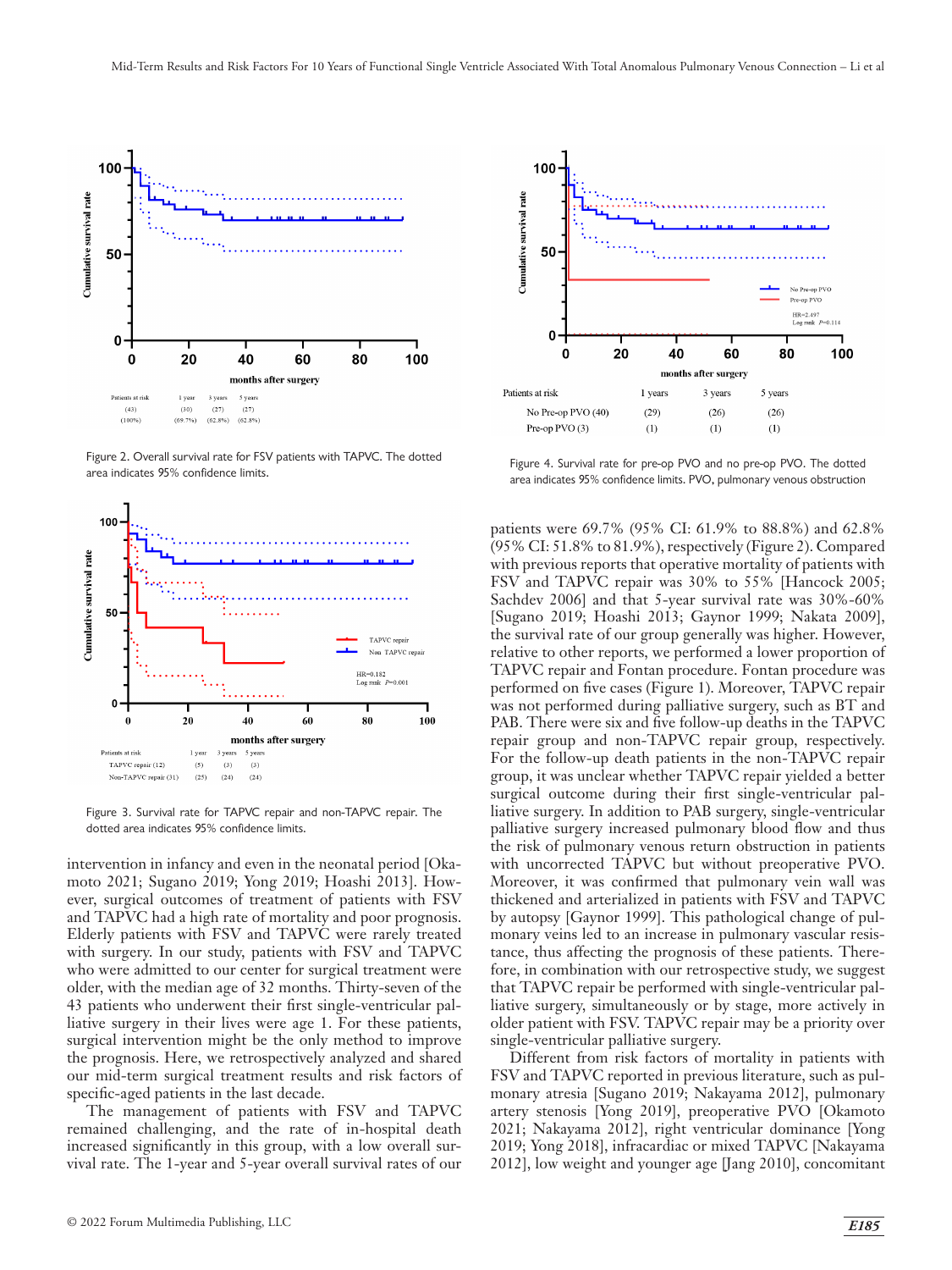| Patients at risk | 1 year | 3 years | 5 years |
|---|---|---|---|
| (43) | (30) | (27) | (27) |
| (100%) | (69.7%) | (62.8%) | (62.8%) |

Figure 2. Overall survival rate for FSV patients with TAPVC. The dotted area indicates 95% confidence limits.

| Patients at risk | 1 year | 3 years | 5 years |
|---|---|---|---|
| TAPVC repair (12) | (5) | (3) | (3) |
| Non-TAPVC repair (31) | (25) | (24) | (24) |

Figure 3. Survival rate for TAPVC repair and non-TAPVC repair. The dotted area indicates 95% confidence limits.

| Patients at risk | 1 years | 3 years | 5 years |
|---|---|---|---|
| No Pre-op PVO (40) | (29) | (26) | (26) |
| Pre-op PVO (3) | (1) | (1) | (1) |

Figure 4. Survival rate for pre-op PVO and no pre-op PVO. The dotted area indicates 95% confidence limits. PVO, pulmonary venous obstruction

intervention in infancy and even in the neonatal period [Okamoto 2021; Sugano 2019; Hoashi 2013]. However, surgical outcomes of treatment of patients with FSV and TAPVC had a high rate of mortality and poor prognosis. Elderly patients with FSV and TAPVC were rarely treated with surgery. In our study, patients with FSV and TAPVC who were admitted to our center for surgical treatment were older, with the median age of 32 months. Thirty-seven of the 43 patients who underwent their first single-ventricular palliative surgery in their lives were age 1. For these patients, surgical intervention might be the only method to improve the prognosis. Here, we retrospectively analyzed and shared our mid-term surgical treatment results and risk factors of specific-aged patients in the last decade.

The management of patients with FSV and TAPVC remained challenging, and the rate of in-hospital death increased significantly in this group, with a low overall survival rate. The 1-year and 5-year overall survival rates of our patients were 69.7% (95% CI: 61.9% to 88.8%) and 62.8% (95% CI: 51.8% to 81.9%), respectively (Figure 2). Compared with previous reports that operative mortality of patients with FSV and TAPVC repair was 30% to 55% [Hancock 2005; Sachdev 2006] and that 5-year survival rate was 30%-60% [Sugano 2019; Hoashi 2013; Gaynor 1999; Nakata 2009], the survival rate of our group generally was higher. However, relative to other reports, we performed a lower proportion of TAPVC repair and Fontan procedure. Fontan procedure was performed on five cases (Figure 1). Moreover, TAPVC repair was not performed during palliative surgery, such as BT and PAB. There were six and five follow-up deaths in the TAPVC repair group and non-TAPVC repair group, respectively. For the follow-up death patients in the non-TAPVC repair group, it was unclear whether TAPVC repair yielded a better surgical outcome during their first single-ventricular palliative surgery. In addition to PAB surgery, single-ventricular palliative surgery increased pulmonary blood flow and thus the risk of pulmonary venous return obstruction in patients with uncorrected TAPVC but without preoperative PVO. Moreover, it was confirmed that pulmonary vein wall was thickened and arterialized in patients with FSV and TAPVC by autopsy [Gaynor 1999]. This pathological change of pulmonary veins led to an increase in pulmonary vascular resistance, thus affecting the prognosis of these patients. Therefore, in combination with our retrospective study, we suggest that TAPVC repair be performed with single-ventricular palliative surgery, simultaneously or by stage, more actively in older patient with FSV. TAPVC repair may be a priority over single-ventricular palliative surgery.

Different from risk factors of mortality in patients with FSV and TAPVC reported in previous literature, such as pulmonary atresia [Sugano 2019; Nakayama 2012], pulmonary artery stenosis [Yong 2019], preoperative PVO [Okamoto 2021; Nakayama 2012], right ventricular dominance [Yong 2019; Yong 2018], infracardiac or mixed TAPVC [Nakayama 2012], low weight and younger age [Jang 2010], concomitant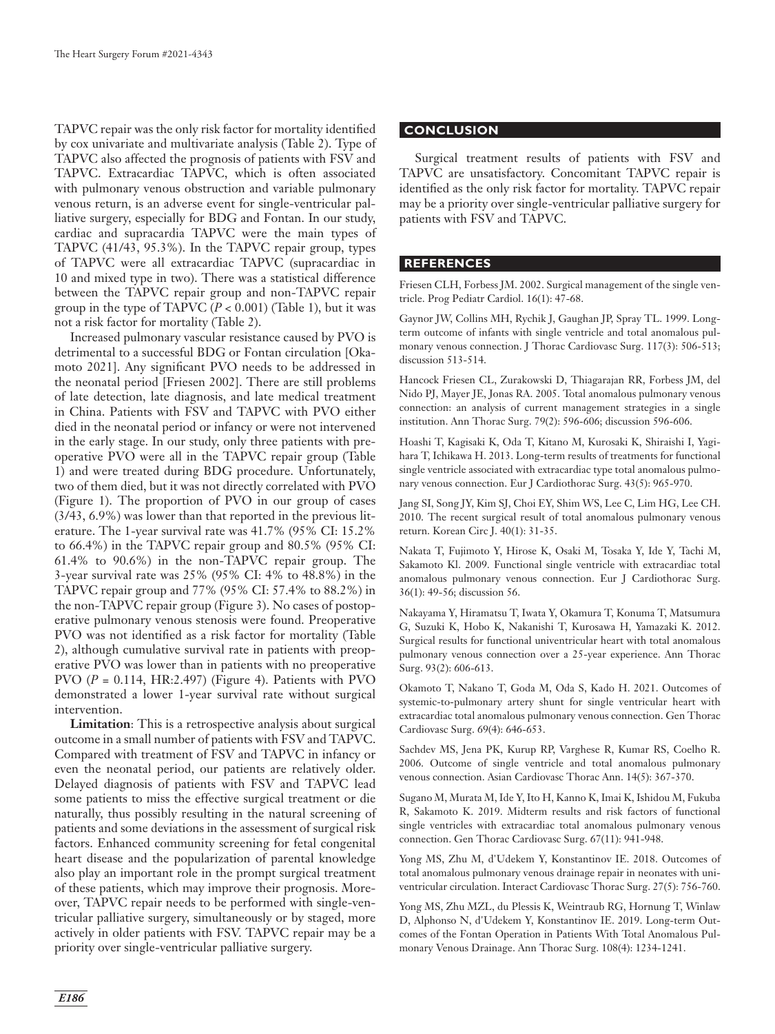TAPVC repair was the only risk factor for mortality identified by cox univariate and multivariate analysis (Table 2). Type of TAPVC also affected the prognosis of patients with FSV and TAPVC. Extracardiac TAPVC, which is often associated with pulmonary venous obstruction and variable pulmonary venous return, is an adverse event for single-ventricular palliative surgery, especially for BDG and Fontan. In our study, cardiac and supracardia TAPVC were the main types of TAPVC (41/43, 95.3%). In the TAPVC repair group, types of TAPVC were all extracardiac TAPVC (supracardiac in 10 and mixed type in two). There was a statistical difference between the TAPVC repair group and non-TAPVC repair group in the type of TAPVC ($P < 0.001$) (Table 1), but it was not a risk factor for mortality (Table 2).

Increased pulmonary vascular resistance caused by PVO is detrimental to a successful BDG or Fontan circulation [Okamoto 2021]. Any significant PVO needs to be addressed in the neonatal period [Friesen 2002]. There are still problems of late detection, late diagnosis, and late medical treatment in China. Patients with FSV and TAPVC with PVO either died in the neonatal period or infancy or were not intervened in the early stage. In our study, only three patients with preoperative PVO were all in the TAPVC repair group (Table 1) and were treated during BDG procedure. Unfortunately, two of them died, but it was not directly correlated with PVO (Figure 1). The proportion of PVO in our group of cases (3/43, 6.9%) was lower than that reported in the previous literature. The 1-year survival rate was 41.7% (95% CI: 15.2% to 66.4%) in the TAPVC repair group and 80.5% (95% CI: 61.4% to 90.6%) in the non-TAPVC repair group. The 3-year survival rate was 25% (95% CI: 4% to 48.8%) in the TAPVC repair group and 77% (95% CI: 57.4% to 88.2%) in the non-TAPVC repair group (Figure 3). No cases of postoperative pulmonary venous stenosis were found. Preoperative PVO was not identified as a risk factor for mortality (Table 2), although cumulative survival rate in patients with preoperative PVO was lower than in patients with no preoperative PVO ($P = 0.114$, HR:2.497) (Figure 4). Patients with PVO demonstrated a lower 1-year survival rate without surgical intervention.

**Limitation**: This is a retrospective analysis about surgical outcome in a small number of patients with FSV and TAPVC. Compared with treatment of FSV and TAPVC in infancy or even the neonatal period, our patients are relatively older. Delayed diagnosis of patients with FSV and TAPVC lead some patients to miss the effective surgical treatment or die naturally, thus possibly resulting in the natural screening of patients and some deviations in the assessment of surgical risk factors. Enhanced community screening for fetal congenital heart disease and the popularization of parental knowledge also play an important role in the prompt surgical treatment of these patients, which may improve their prognosis. Moreover, TAPVC repair needs to be performed with single-ventricular palliative surgery, simultaneously or by staged, more actively in older patients with FSV. TAPVC repair may be a priority over single-ventricular palliative surgery.

## CONCLUSION

Surgical treatment results of patients with FSV and TAPVC are unsatisfactory. Concomitant TAPVC repair is identified as the only risk factor for mortality. TAPVC repair may be a priority over single-ventricular palliative surgery for patients with FSV and TAPVC.

## REFERENCES

Friesen CLH, Forbess JM. 2002. Surgical management of the single ventricle. Prog Pediatr Cardiol. 16(1): 47-68.

Gaynor JW, Collins MH, Rychik J, Gaughan JP, Spray TL. 1999. Long-term outcome of infants with single ventricle and total anomalous pulmonary venous connection. J Thorac Cardiovasc Surg. 117(3): 506-513; discussion 513-514.

Hancock Friesen CL, Zurakowski D, Thiagarajan RR, Forbess JM, del Nido PJ, Mayer JE, Jonas RA. 2005. Total anomalous pulmonary venous connection: an analysis of current management strategies in a single institution. Ann Thorac Surg. 79(2): 596-606; discussion 596-606.

Hoashi T, Kagisaki K, Oda T, Kitano M, Kurosaki K, Shiraishi I, Yagihara T, Ichikawa H. 2013. Long-term results of treatments for functional single ventricle associated with extracardiac type total anomalous pulmonary venous connection. Eur J Cardiothorac Surg. 43(5): 965-970.

Jang SI, Song JY, Kim SJ, Choi EY, Shim WS, Lee C, Lim HG, Lee CH. 2010. The recent surgical result of total anomalous pulmonary venous return. Korean Circ J. 40(1): 31-35.

Nakata T, Fujimoto Y, Hirose K, Osaki M, Tosaka Y, Ide Y, Tachi M, Sakamoto Kl. 2009. Functional single ventricle with extracardiac total anomalous pulmonary venous connection. Eur J Cardiothorac Surg. 36(1): 49-56; discussion 56.

Nakayama Y, Hiramatsu T, Iwata Y, Okamura T, Konuma T, Matsumura G, Suzuki K, Hobo K, Nakanishi T, Kurosawa H, Yamazaki K. 2012. Surgical results for functional univentricular heart with total anomalous pulmonary venous connection over a 25-year experience. Ann Thorac Surg. 93(2): 606-613.

Okamoto T, Nakano T, Goda M, Oda S, Kado H. 2021. Outcomes of systemic-to-pulmonary artery shunt for single ventricular heart with extracardiac total anomalous pulmonary venous connection. Gen Thorac Cardiovasc Surg. 69(4): 646-653.

Sachdev MS, Jena PK, Kurup RP, Varghese R, Kumar RS, Coelho R. 2006. Outcome of single ventricle and total anomalous pulmonary venous connection. Asian Cardiovasc Thorac Ann. 14(5): 367-370.

Sugano M, Murata M, Ide Y, Ito H, Kanno K, Imai K, Ishidou M, Fukuba R, Sakamoto K. 2019. Midterm results and risk factors of functional single ventricles with extracardiac total anomalous pulmonary venous connection. Gen Thorac Cardiovasc Surg. 67(11): 941-948.

Yong MS, Zhu M, d'Udekem Y, Konstantinov IE. 2018. Outcomes of total anomalous pulmonary venous drainage repair in neonates with univentricular circulation. Interact Cardiovasc Thorac Surg. 27(5): 756-760.

Yong MS, Zhu MZL, du Plessis K, Weintraub RG, Hornung T, Winlaw D, Alphonso N, d'Udekem Y, Konstantinov IE. 2019. Long-term Outcomes of the Fontan Operation in Patients With Total Anomalous Pulmonary Venous Drainage. Ann Thorac Surg. 108(4): 1234-1241.